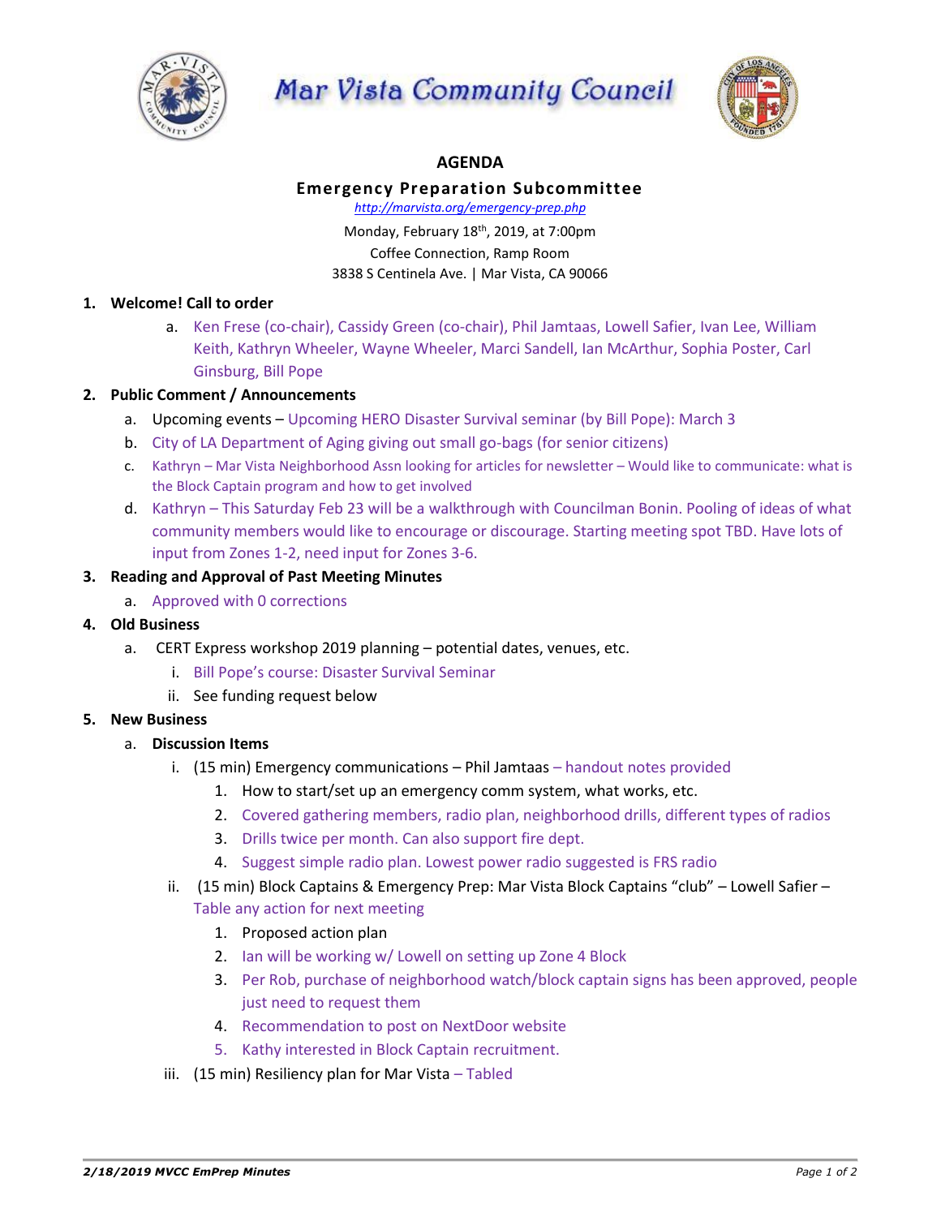# Mar Vista Community Council

## AGENDA

### Emergency Preparation Subcommittee

*http://marvista.org/emergency-prep.php*

Monday, February 18th, 2019, at 7:00pm
Coffee Connection, Ramp Room
3838 S Centinela Ave. | Mar Vista, CA 90066

1. **Welcome! Call to order**
   a. Ken Frese (co-chair), Cassidy Green (co-chair), Phil Jamtaas, Lowell Safier, Ivan Lee, William Keith, Kathryn Wheeler, Wayne Wheeler, Marci Sandell, Ian McArthur, Sophia Poster, Carl Ginsburg, Bill Pope
2. **Public Comment / Announcements**
   a. Upcoming events – Upcoming HERO Disaster Survival seminar (by Bill Pope): March 3
   b. City of LA Department of Aging giving out small go-bags (for senior citizens)
   c. Kathryn – Mar Vista Neighborhood Assn looking for articles for newsletter – Would like to communicate: what is the Block Captain program and how to get involved
   d. Kathryn – This Saturday Feb 23 will be a walkthrough with Councilman Bonin. Pooling of ideas of what community members would like to encourage or discourage. Starting meeting spot TBD. Have lots of input from Zones 1-2, need input for Zones 3-6.
3. **Reading and Approval of Past Meeting Minutes**
   a. Approved with 0 corrections
4. **Old Business**
   a. CERT Express workshop 2019 planning – potential dates, venues, etc.
      i. Bill Pope's course: Disaster Survival Seminar
      ii. See funding request below
5. **New Business**
   a. **Discussion Items**
      i. (15 min) Emergency communications – Phil Jamtaas – handout notes provided
         1. How to start/set up an emergency comm system, what works, etc.
         2. Covered gathering members, radio plan, neighborhood drills, different types of radios
         3. Drills twice per month. Can also support fire dept.
         4. Suggest simple radio plan. Lowest power radio suggested is FRS radio
      ii. (15 min) Block Captains & Emergency Prep: Mar Vista Block Captains "club" – Lowell Safier – Table any action for next meeting
         1. Proposed action plan
         2. Ian will be working w/ Lowell on setting up Zone 4 Block
         3. Per Rob, purchase of neighborhood watch/block captain signs has been approved, people just need to request them
         4. Recommendation to post on NextDoor website
         5. Kathy interested in Block Captain recruitment.
      iii. (15 min) Resiliency plan for Mar Vista – Tabled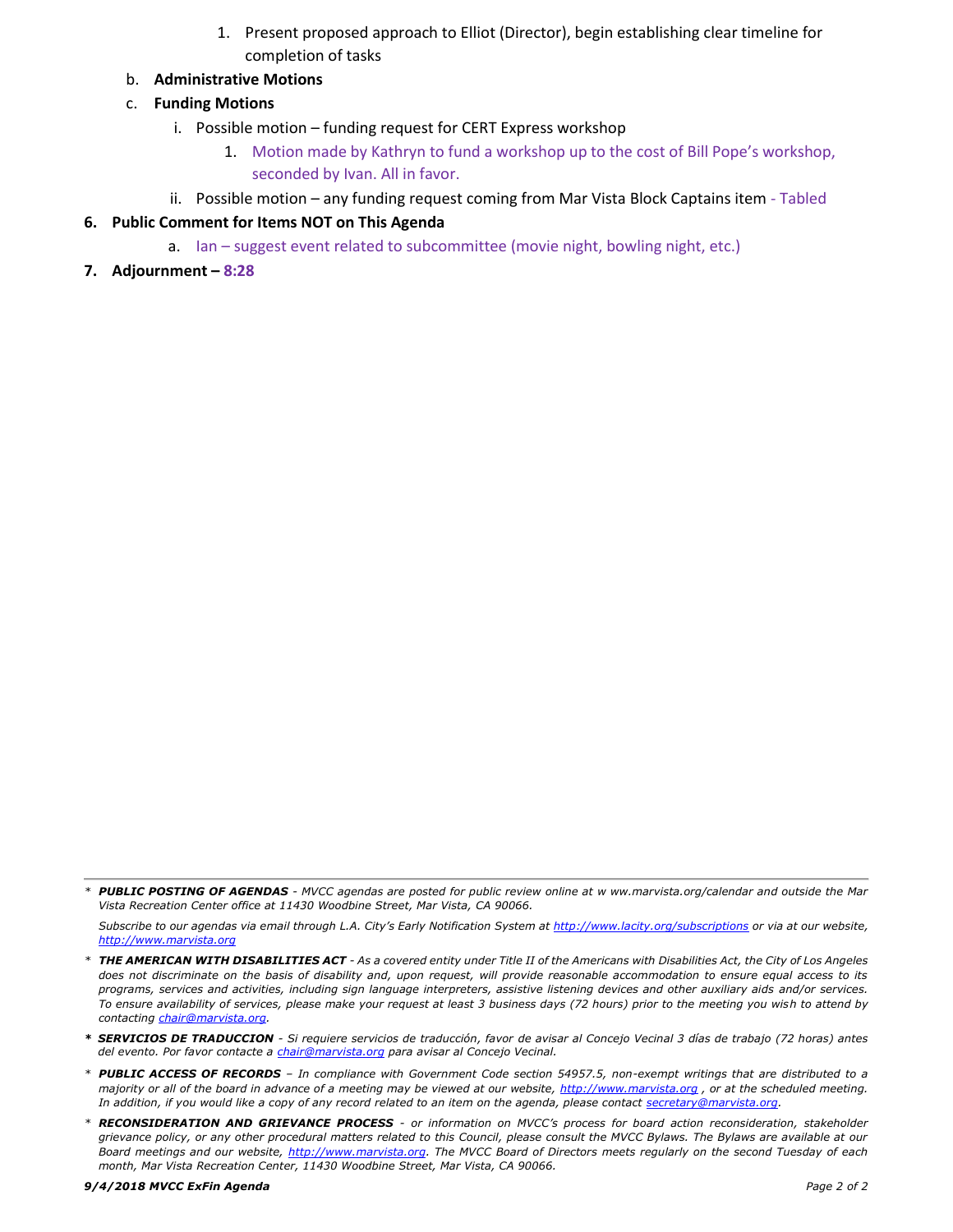1. Present proposed approach to Elliot (Director), begin establishing clear timeline for completion of tasks

b. **Administrative Motions**

c. **Funding Motions**

  i. Possible motion – funding request for CERT Express workshop

    1. Motion made by Kathryn to fund a workshop up to the cost of Bill Pope's workshop, seconded by Ivan. All in favor.

  ii. Possible motion – any funding request coming from Mar Vista Block Captains item - Tabled

**6. Public Comment for Items NOT on This Agenda**

  a. Ian – suggest event related to subcommittee (movie night, bowling night, etc.)

**7. Adjournment – 8:28**

---

\* ***PUBLIC POSTING OF AGENDAS*** *- MVCC agendas are posted for public review online at w ww.marvista.org/calendar and outside the Mar Vista Recreation Center office at 11430 Woodbine Street, Mar Vista, CA 90066.*

*Subscribe to our agendas via email through L.A. City's Early Notification System at http://www.lacity.org/subscriptions or via at our website, http://www.marvista.org*

\* ***THE AMERICAN WITH DISABILITIES ACT*** *- As a covered entity under Title II of the Americans with Disabilities Act, the City of Los Angeles does not discriminate on the basis of disability and, upon request, will provide reasonable accommodation to ensure equal access to its programs, services and activities, including sign language interpreters, assistive listening devices and other auxiliary aids and/or services. To ensure availability of services, please make your request at least 3 business days (72 hours) prior to the meeting you wish to attend by contacting chair@marvista.org.*

\* ***SERVICIOS DE TRADUCCION*** *- Si requiere servicios de traducción, favor de avisar al Concejo Vecinal 3 días de trabajo (72 horas) antes del evento. Por favor contacte a chair@marvista.org para avisar al Concejo Vecinal.*

\* ***PUBLIC ACCESS OF RECORDS*** *– In compliance with Government Code section 54957.5, non-exempt writings that are distributed to a majority or all of the board in advance of a meeting may be viewed at our website, http://www.marvista.org , or at the scheduled meeting. In addition, if you would like a copy of any record related to an item on the agenda, please contact secretary@marvista.org.*

\* ***RECONSIDERATION AND GRIEVANCE PROCESS*** *- or information on MVCC's process for board action reconsideration, stakeholder grievance policy, or any other procedural matters related to this Council, please consult the MVCC Bylaws. The Bylaws are available at our Board meetings and our website, http://www.marvista.org. The MVCC Board of Directors meets regularly on the second Tuesday of each month, Mar Vista Recreation Center, 11430 Woodbine Street, Mar Vista, CA 90066.*